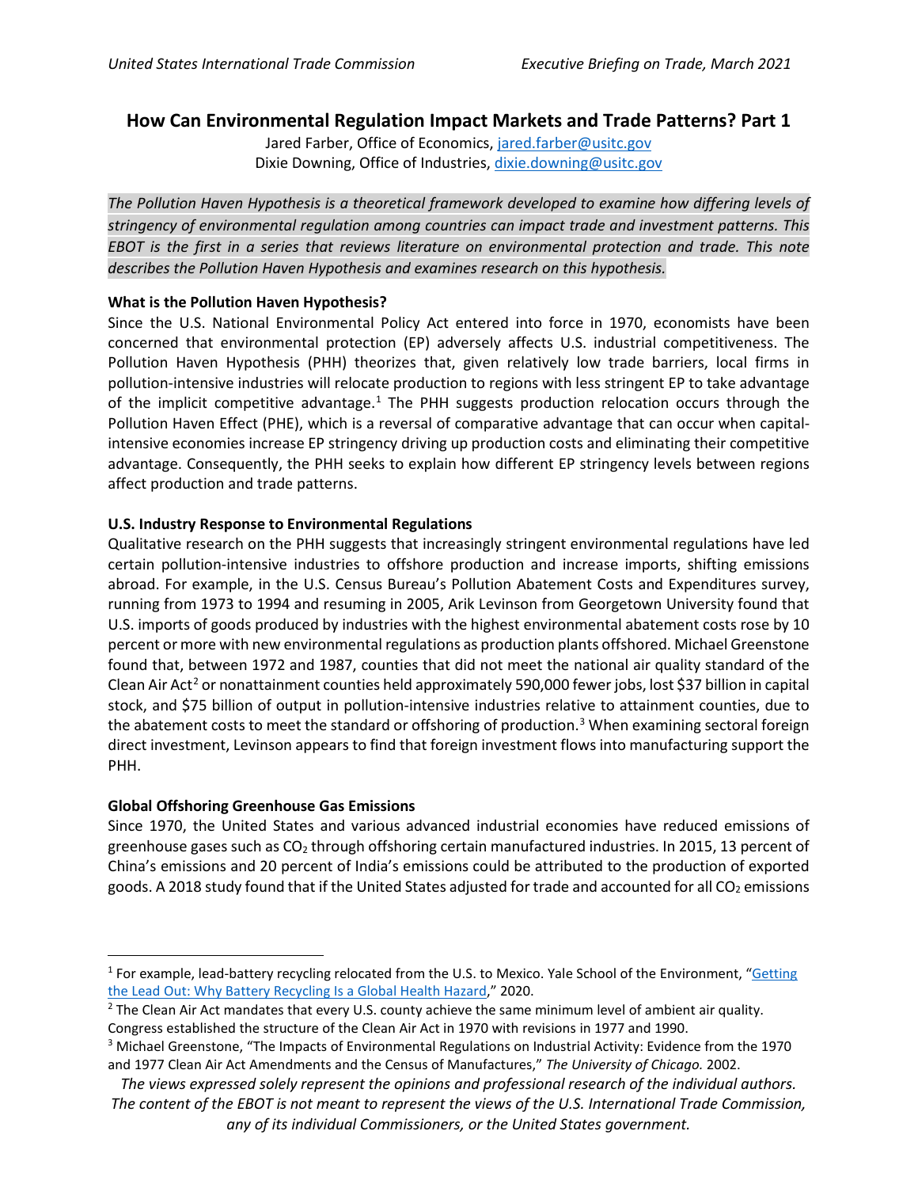# How Can Environmental Regulation Impact Markets and Trade Patterns? Part 1

Jared Farber, Office of Economics, jared.farber@usitc.gov
Dixie Downing, Office of Industries, dixie.downing@usitc.gov

*The Pollution Haven Hypothesis is a theoretical framework developed to examine how differing levels of stringency of environmental regulation among countries can impact trade and investment patterns. This EBOT is the first in a series that reviews literature on environmental protection and trade. This note describes the Pollution Haven Hypothesis and examines research on this hypothesis.*

**What is the Pollution Haven Hypothesis?**

Since the U.S. National Environmental Policy Act entered into force in 1970, economists have been concerned that environmental protection (EP) adversely affects U.S. industrial competitiveness. The Pollution Haven Hypothesis (PHH) theorizes that, given relatively low trade barriers, local firms in pollution-intensive industries will relocate production to regions with less stringent EP to take advantage of the implicit competitive advantage.[1] The PHH suggests production relocation occurs through the Pollution Haven Effect (PHE), which is a reversal of comparative advantage that can occur when capital-intensive economies increase EP stringency driving up production costs and eliminating their competitive advantage. Consequently, the PHH seeks to explain how different EP stringency levels between regions affect production and trade patterns.

**U.S. Industry Response to Environmental Regulations**

Qualitative research on the PHH suggests that increasingly stringent environmental regulations have led certain pollution-intensive industries to offshore production and increase imports, shifting emissions abroad. For example, in the U.S. Census Bureau's Pollution Abatement Costs and Expenditures survey, running from 1973 to 1994 and resuming in 2005, Arik Levinson from Georgetown University found that U.S. imports of goods produced by industries with the highest environmental abatement costs rose by 10 percent or more with new environmental regulations as production plants offshored. Michael Greenstone found that, between 1972 and 1987, counties that did not meet the national air quality standard of the Clean Air Act[2] or nonattainment counties held approximately 590,000 fewer jobs, lost $37 billion in capital stock, and $75 billion of output in pollution-intensive industries relative to attainment counties, due to the abatement costs to meet the standard or offshoring of production.[3] When examining sectoral foreign direct investment, Levinson appears to find that foreign investment flows into manufacturing support the PHH.

**Global Offshoring Greenhouse Gas Emissions**

Since 1970, the United States and various advanced industrial economies have reduced emissions of greenhouse gases such as $CO_2$ through offshoring certain manufactured industries. In 2015, 13 percent of China's emissions and 20 percent of India's emissions could be attributed to the production of exported goods. A 2018 study found that if the United States adjusted for trade and accounted for all $CO_2$ emissions

---

[1] For example, lead-battery recycling relocated from the U.S. to Mexico. Yale School of the Environment, "Getting the Lead Out: Why Battery Recycling Is a Global Health Hazard," 2020.

[2] The Clean Air Act mandates that every U.S. county achieve the same minimum level of ambient air quality. Congress established the structure of the Clean Air Act in 1970 with revisions in 1977 and 1990.

[3] Michael Greenstone, "The Impacts of Environmental Regulations on Industrial Activity: Evidence from the 1970 and 1977 Clean Air Act Amendments and the Census of Manufactures," *The University of Chicago.* 2002.

*The views expressed solely represent the opinions and professional research of the individual authors. The content of the EBOT is not meant to represent the views of the U.S. International Trade Commission, any of its individual Commissioners, or the United States government.*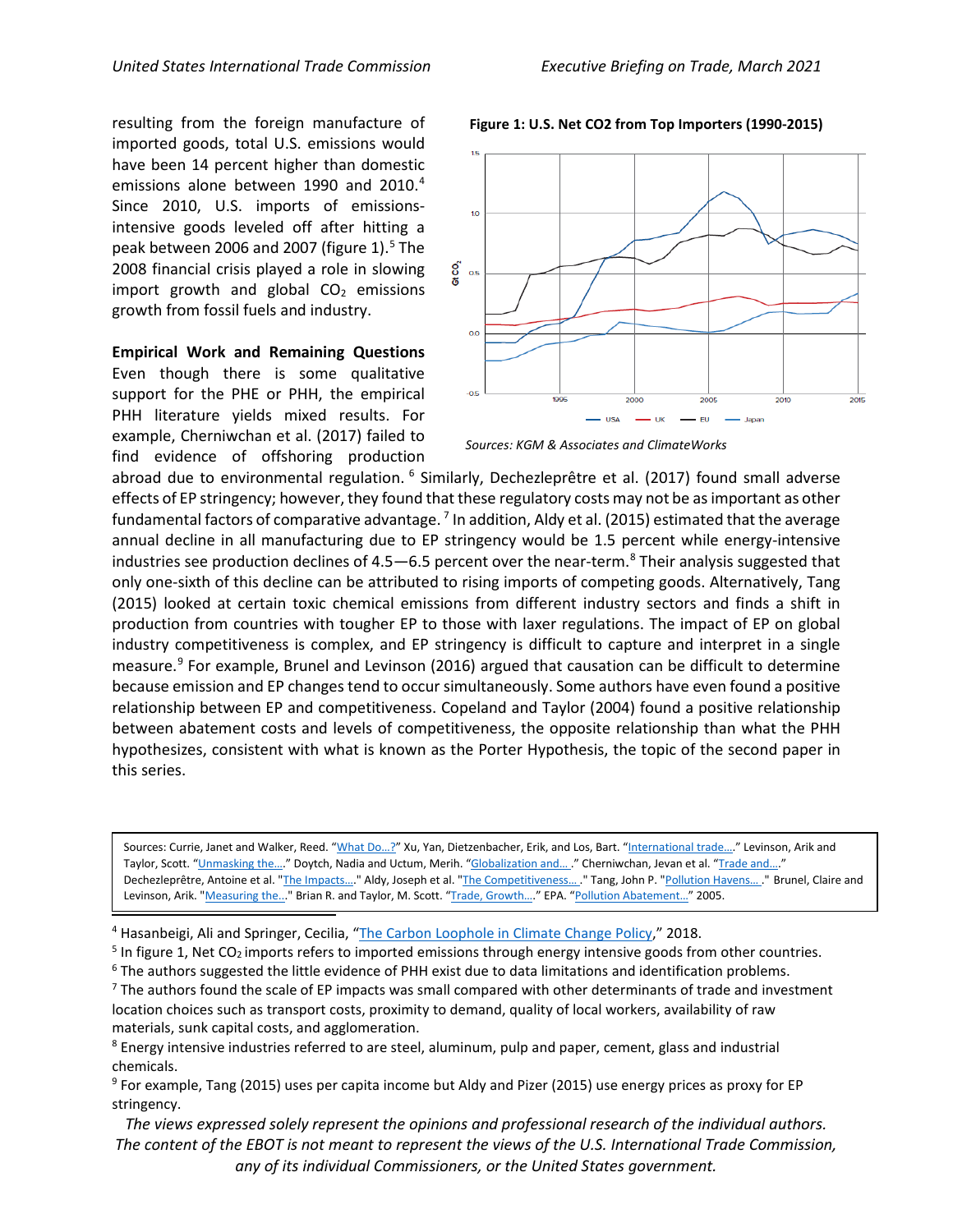resulting from the foreign manufacture of imported goods, total U.S. emissions would have been 14 percent higher than domestic emissions alone between 1990 and 2010.[4] Since 2010, U.S. imports of emissions-intensive goods leveled off after hitting a peak between 2006 and 2007 (figure 1).[5] The 2008 financial crisis played a role in slowing import growth and global $CO_2$ emissions growth from fossil fuels and industry.

**Figure 1: U.S. Net CO2 from Top Importers (1990-2015)**

Gt $CO_2$

1.5
1.0
0.5
0.0
-0.5

1995
2000
2005
2010
2015

USA
UK
EU
Japan

*Sources: KGM & Associates and ClimateWorks*

**Empirical Work and Remaining Questions**

Even though there is some qualitative support for the PHE or PHH, the empirical PHH literature yields mixed results. For example, Cherniwchan et al. (2017) failed to find evidence of offshoring production abroad due to environmental regulation.[6] Similarly, Dechezleprêtre et al. (2017) found small adverse effects of EP stringency; however, they found that these regulatory costs may not be as important as other fundamental factors of comparative advantage.[7] In addition, Aldy et al. (2015) estimated that the average annual decline in all manufacturing due to EP stringency would be 1.5 percent while energy-intensive industries see production declines of 4.5—6.5 percent over the near-term.[8] Their analysis suggested that only one-sixth of this decline can be attributed to rising imports of competing goods. Alternatively, Tang (2015) looked at certain toxic chemical emissions from different industry sectors and finds a shift in production from countries with tougher EP to those with laxer regulations. The impact of EP on global industry competitiveness is complex, and EP stringency is difficult to capture and interpret in a single measure.[9] For example, Brunel and Levinson (2016) argued that causation can be difficult to determine because emission and EP changes tend to occur simultaneously. Some authors have even found a positive relationship between EP and competitiveness. Copeland and Taylor (2004) found a positive relationship between abatement costs and levels of competitiveness, the opposite relationship than what the PHH hypothesizes, consistent with what is known as the Porter Hypothesis, the topic of the second paper in this series.

Sources: Currie, Janet and Walker, Reed. "What Do…?" Xu, Yan, Dietzenbacher, Erik, and Los, Bart. "International trade…." Levinson, Arik and Taylor, Scott. "Unmasking the…." Doytch, Nadia and Uctum, Merih. "Globalization and… ." Cherniwchan, Jevan et al. "Trade and…." Dechezleprêtre, Antoine et al. "The Impacts…." Aldy, Joseph et al. "The Competitiveness… ." Tang, John P. "Pollution Havens… ." Brunel, Claire and Levinson, Arik. "Measuring the..." Brian R. and Taylor, M. Scott. "Trade, Growth…." EPA. "Pollution Abatement…" 2005.

[4] Hasanbeigi, Ali and Springer, Cecilia, "The Carbon Loophole in Climate Change Policy," 2018.

[5] In figure 1, Net $CO_2$ imports refers to imported emissions through energy intensive goods from other countries.

[6] The authors suggested the little evidence of PHH exist due to data limitations and identification problems.

[7] The authors found the scale of EP impacts was small compared with other determinants of trade and investment location choices such as transport costs, proximity to demand, quality of local workers, availability of raw materials, sunk capital costs, and agglomeration.

[8] Energy intensive industries referred to are steel, aluminum, pulp and paper, cement, glass and industrial chemicals.

[9] For example, Tang (2015) uses per capita income but Aldy and Pizer (2015) use energy prices as proxy for EP stringency.

*The views expressed solely represent the opinions and professional research of the individual authors. The content of the EBOT is not meant to represent the views of the U.S. International Trade Commission, any of its individual Commissioners, or the United States government.*